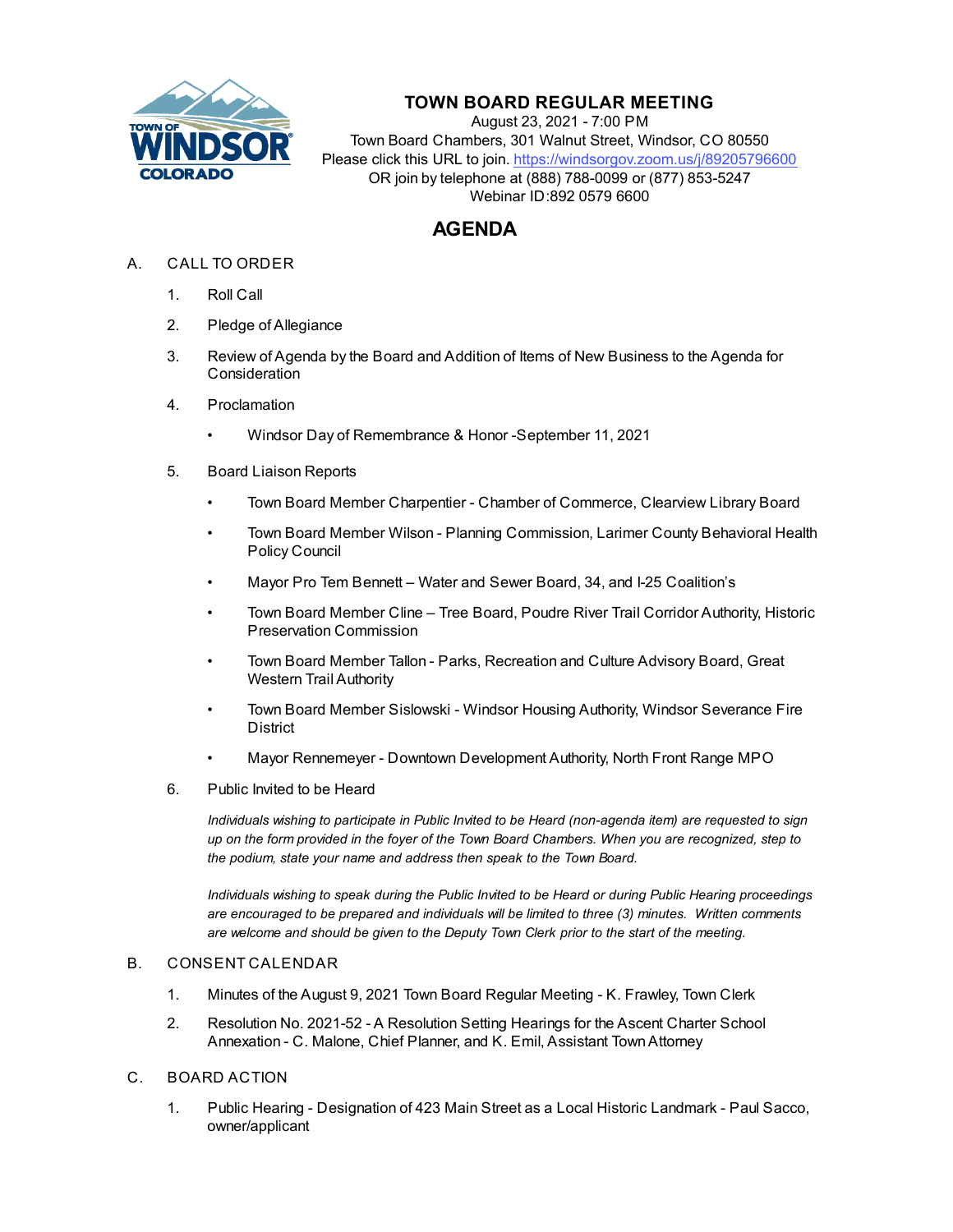# TOWN BOARD REGULAR MEETING

August 23, 2021 - 7:00 PM
Town Board Chambers, 301 Walnut Street, Windsor, CO 80550
Please click this URL to join. https://windsorgov.zoom.us/j/89205796600
OR join by telephone at (888) 788-0099 or (877) 853-5247
Webinar ID:892 0579 6600

## AGENDA

A. CALL TO ORDER

1. Roll Call
2. Pledge of Allegiance
3. Review of Agenda by the Board and Addition of Items of New Business to the Agenda for Consideration
4. Proclamation
   - Windsor Day of Remembrance & Honor -September 11, 2021
5. Board Liaison Reports
   - Town Board Member Charpentier - Chamber of Commerce, Clearview Library Board
   - Town Board Member Wilson - Planning Commission, Larimer County Behavioral Health Policy Council
   - Mayor Pro Tem Bennett – Water and Sewer Board, 34, and I-25 Coalition's
   - Town Board Member Cline – Tree Board, Poudre River Trail Corridor Authority, Historic Preservation Commission
   - Town Board Member Tallon - Parks, Recreation and Culture Advisory Board, Great Western Trail Authority
   - Town Board Member Sislowski - Windsor Housing Authority, Windsor Severance Fire District
   - Mayor Rennemeyer - Downtown Development Authority, North Front Range MPO
6. Public Invited to be Heard

   *Individuals wishing to participate in Public Invited to be Heard (non-agenda item) are requested to sign up on the form provided in the foyer of the Town Board Chambers. When you are recognized, step to the podium, state your name and address then speak to the Town Board.*

   *Individuals wishing to speak during the Public Invited to be Heard or during Public Hearing proceedings are encouraged to be prepared and individuals will be limited to three (3) minutes. Written comments are welcome and should be given to the Deputy Town Clerk prior to the start of the meeting.*

B. CONSENT CALENDAR

1. Minutes of the August 9, 2021 Town Board Regular Meeting - K. Frawley, Town Clerk
2. Resolution No. 2021-52 - A Resolution Setting Hearings for the Ascent Charter School Annexation - C. Malone, Chief Planner, and K. Emil, Assistant Town Attorney

C. BOARD ACTION

1. Public Hearing - Designation of 423 Main Street as a Local Historic Landmark - Paul Sacco, owner/applicant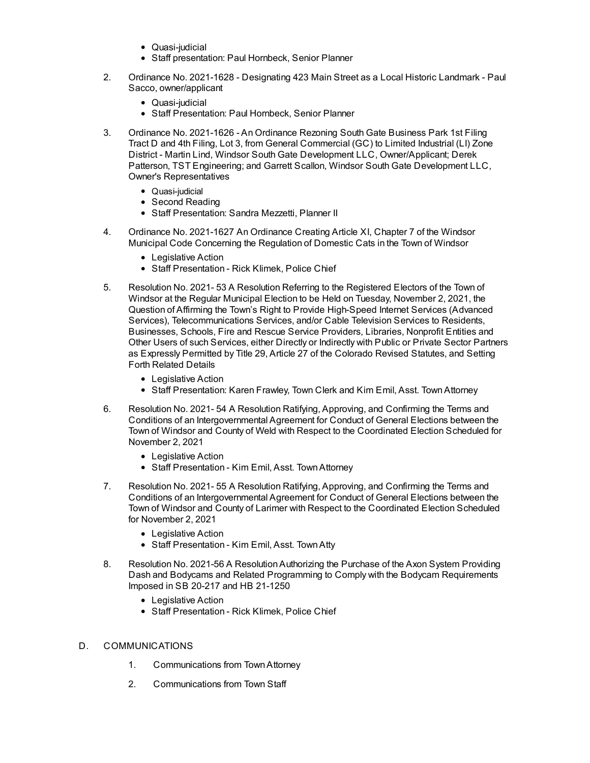- Quasi-judicial
- Staff presentation: Paul Hornbeck, Senior Planner

2. Ordinance No. 2021-1628 - Designating 423 Main Street as a Local Historic Landmark - Paul Sacco, owner/applicant
    - Quasi-judicial
    - Staff Presentation: Paul Hornbeck, Senior Planner

3. Ordinance No. 2021-1626 - An Ordinance Rezoning South Gate Business Park 1st Filing Tract D and 4th Filing, Lot 3, from General Commercial (GC) to Limited Industrial (LI) Zone District - Martin Lind, Windsor South Gate Development LLC, Owner/Applicant; Derek Patterson, TST Engineering; and Garrett Scallon, Windsor South Gate Development LLC, Owner's Representatives
    - Quasi-judicial
    - Second Reading
    - Staff Presentation: Sandra Mezzetti, Planner II

4. Ordinance No. 2021-1627 An Ordinance Creating Article XI, Chapter 7 of the Windsor Municipal Code Concerning the Regulation of Domestic Cats in the Town of Windsor
    - Legislative Action
    - Staff Presentation - Rick Klimek, Police Chief

5. Resolution No. 2021- 53 A Resolution Referring to the Registered Electors of the Town of Windsor at the Regular Municipal Election to be Held on Tuesday, November 2, 2021, the Question of Affirming the Town's Right to Provide High-Speed Internet Services (Advanced Services), Telecommunications Services, and/or Cable Television Services to Residents, Businesses, Schools, Fire and Rescue Service Providers, Libraries, Nonprofit Entities and Other Users of such Services, either Directly or Indirectly with Public or Private Sector Partners as Expressly Permitted by Title 29, Article 27 of the Colorado Revised Statutes, and Setting Forth Related Details
    - Legislative Action
    - Staff Presentation: Karen Frawley, Town Clerk and Kim Emil, Asst. Town Attorney

6. Resolution No. 2021- 54 A Resolution Ratifying, Approving, and Confirming the Terms and Conditions of an Intergovernmental Agreement for Conduct of General Elections between the Town of Windsor and County of Weld with Respect to the Coordinated Election Scheduled for November 2, 2021
    - Legislative Action
    - Staff Presentation - Kim Emil, Asst. Town Attorney

7. Resolution No. 2021- 55 A Resolution Ratifying, Approving, and Confirming the Terms and Conditions of an Intergovernmental Agreement for Conduct of General Elections between the Town of Windsor and County of Larimer with Respect to the Coordinated Election Scheduled for November 2, 2021
    - Legislative Action
    - Staff Presentation - Kim Emil, Asst. Town Atty

8. Resolution No. 2021-56 A Resolution Authorizing the Purchase of the Axon System Providing Dash and Bodycams and Related Programming to Comply with the Bodycam Requirements Imposed in SB 20-217 and HB 21-1250
    - Legislative Action
    - Staff Presentation - Rick Klimek, Police Chief

D. COMMUNICATIONS

1. Communications from Town Attorney
2. Communications from Town Staff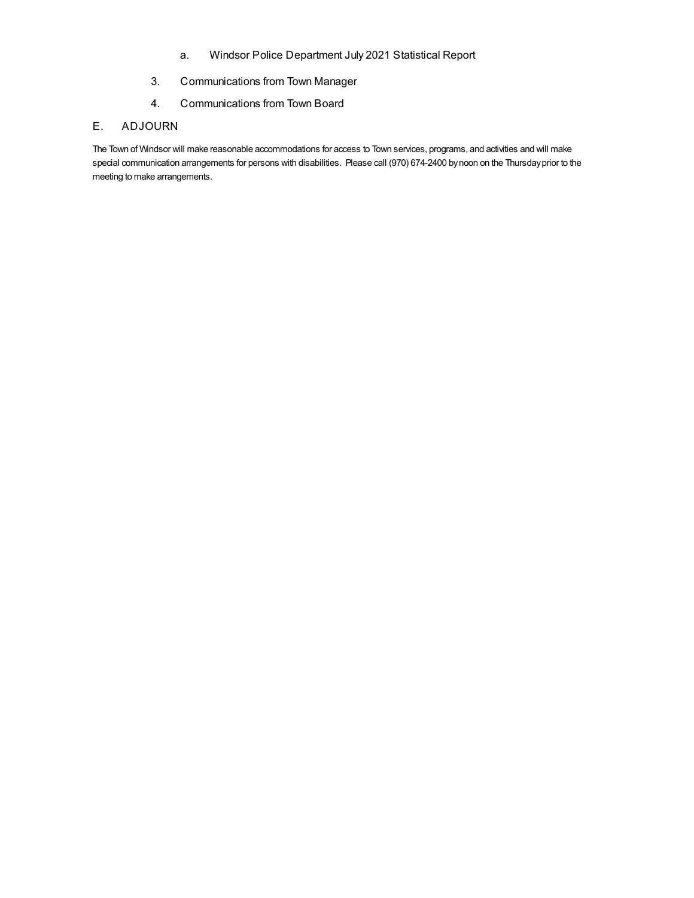a. Windsor Police Department July 2021 Statistical Report

3. Communications from Town Manager

4. Communications from Town Board

## E. ADJOURN

The Town of Windsor will make reasonable accommodations for access to Town services, programs, and activities and will make special communication arrangements for persons with disabilities. Please call (970) 674-2400 by noon on the Thursday prior to the meeting to make arrangements.